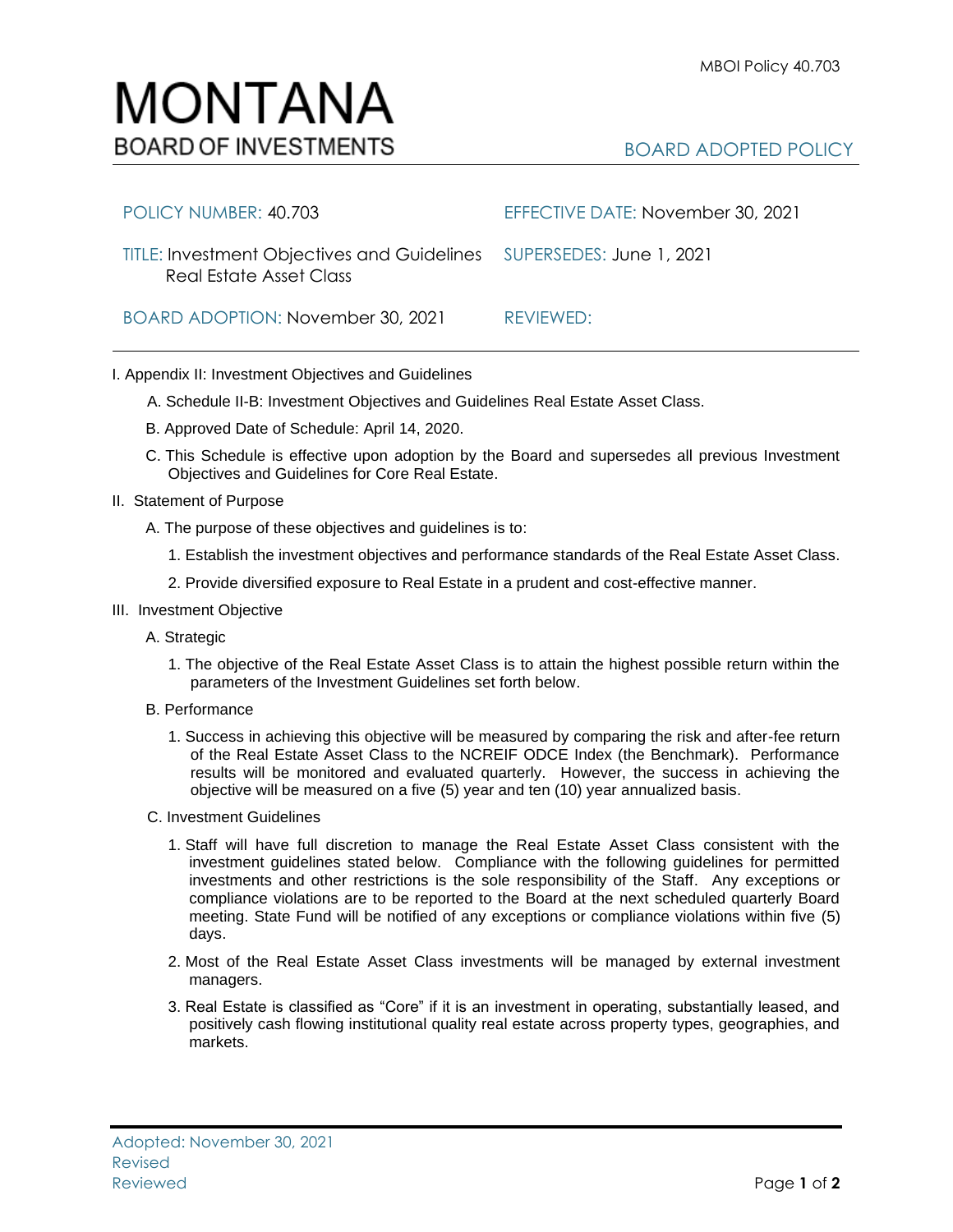# MONTANA
BOARD OF INVESTMENTS

BOARD ADOPTED POLICY

| | |
|---|---|
| POLICY NUMBER: 40.703 | EFFECTIVE DATE: November 30, 2021 |
| TITLE: Investment Objectives and Guidelines Real Estate Asset Class | SUPERSEDES: June 1, 2021 |
| BOARD ADOPTION: November 30, 2021 | REVIEWED: |

I. Appendix II: Investment Objectives and Guidelines

A. Schedule II-B: Investment Objectives and Guidelines Real Estate Asset Class.

B. Approved Date of Schedule: April 14, 2020.

C. This Schedule is effective upon adoption by the Board and supersedes all previous Investment Objectives and Guidelines for Core Real Estate.

II. Statement of Purpose

A. The purpose of these objectives and guidelines is to:

1. Establish the investment objectives and performance standards of the Real Estate Asset Class.

2. Provide diversified exposure to Real Estate in a prudent and cost-effective manner.

III. Investment Objective

A. Strategic

1. The objective of the Real Estate Asset Class is to attain the highest possible return within the parameters of the Investment Guidelines set forth below.

B. Performance

1. Success in achieving this objective will be measured by comparing the risk and after-fee return of the Real Estate Asset Class to the NCREIF ODCE Index (the Benchmark). Performance results will be monitored and evaluated quarterly. However, the success in achieving the objective will be measured on a five (5) year and ten (10) year annualized basis.

C. Investment Guidelines

1. Staff will have full discretion to manage the Real Estate Asset Class consistent with the investment guidelines stated below. Compliance with the following guidelines for permitted investments and other restrictions is the sole responsibility of the Staff. Any exceptions or compliance violations are to be reported to the Board at the next scheduled quarterly Board meeting. State Fund will be notified of any exceptions or compliance violations within five (5) days.

2. Most of the Real Estate Asset Class investments will be managed by external investment managers.

3. Real Estate is classified as "Core" if it is an investment in operating, substantially leased, and positively cash flowing institutional quality real estate across property types, geographies, and markets.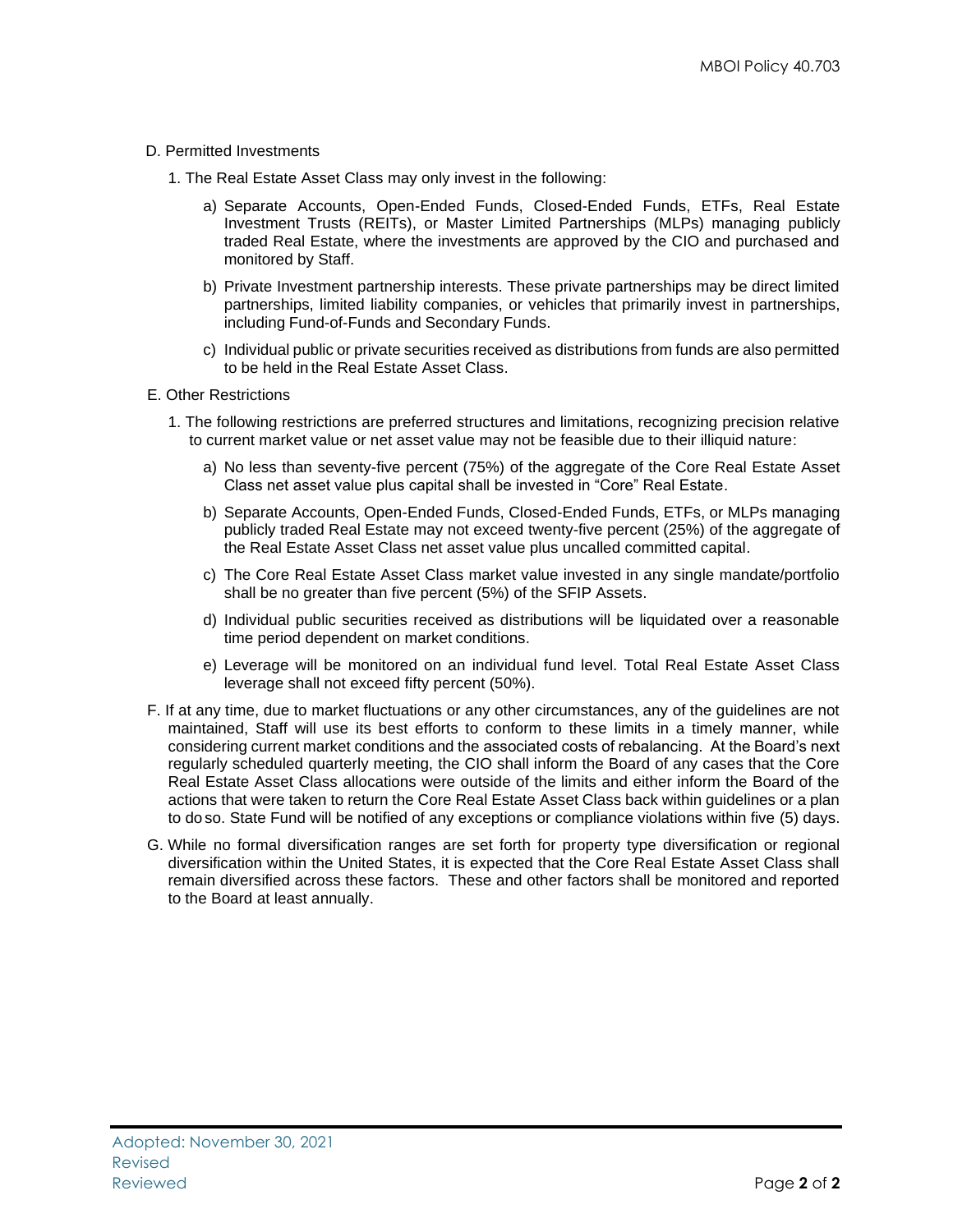D. Permitted Investments

1. The Real Estate Asset Class may only invest in the following:

   a) Separate Accounts, Open-Ended Funds, Closed-Ended Funds, ETFs, Real Estate Investment Trusts (REITs), or Master Limited Partnerships (MLPs) managing publicly traded Real Estate, where the investments are approved by the CIO and purchased and monitored by Staff.

   b) Private Investment partnership interests. These private partnerships may be direct limited partnerships, limited liability companies, or vehicles that primarily invest in partnerships, including Fund-of-Funds and Secondary Funds.

   c) Individual public or private securities received as distributions from funds are also permitted to be held in the Real Estate Asset Class.

E. Other Restrictions

1. The following restrictions are preferred structures and limitations, recognizing precision relative to current market value or net asset value may not be feasible due to their illiquid nature:

   a) No less than seventy-five percent (75%) of the aggregate of the Core Real Estate Asset Class net asset value plus capital shall be invested in "Core" Real Estate.

   b) Separate Accounts, Open-Ended Funds, Closed-Ended Funds, ETFs, or MLPs managing publicly traded Real Estate may not exceed twenty-five percent (25%) of the aggregate of the Real Estate Asset Class net asset value plus uncalled committed capital.

   c) The Core Real Estate Asset Class market value invested in any single mandate/portfolio shall be no greater than five percent (5%) of the SFIP Assets.

   d) Individual public securities received as distributions will be liquidated over a reasonable time period dependent on market conditions.

   e) Leverage will be monitored on an individual fund level. Total Real Estate Asset Class leverage shall not exceed fifty percent (50%).

F. If at any time, due to market fluctuations or any other circumstances, any of the guidelines are not maintained, Staff will use its best efforts to conform to these limits in a timely manner, while considering current market conditions and the associated costs of rebalancing. At the Board's next regularly scheduled quarterly meeting, the CIO shall inform the Board of any cases that the Core Real Estate Asset Class allocations were outside of the limits and either inform the Board of the actions that were taken to return the Core Real Estate Asset Class back within guidelines or a plan to do so. State Fund will be notified of any exceptions or compliance violations within five (5) days.

G. While no formal diversification ranges are set forth for property type diversification or regional diversification within the United States, it is expected that the Core Real Estate Asset Class shall remain diversified across these factors. These and other factors shall be monitored and reported to the Board at least annually.

Adopted: November 30, 2021
Revised
Reviewed